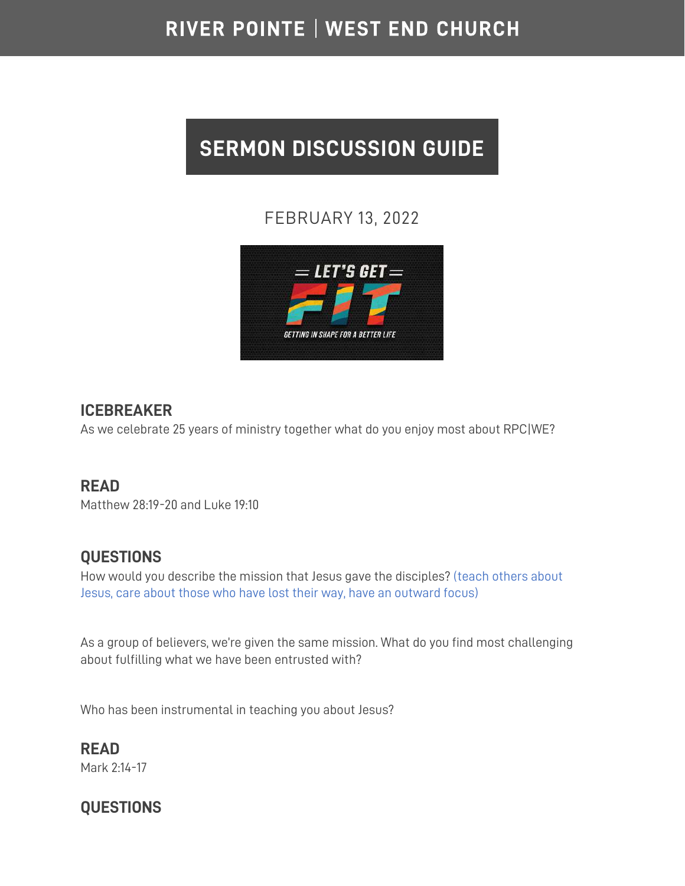RIVER POINTE | WEST END CHURCH

# SERMON DISCUSSION GUIDE

FEBRUARY 13, 2022

## ICEBREAKER

As we celebrate 25 years of ministry together what do you enjoy most about RPC|WE?

## READ

Matthew 28:19-20 and Luke 19:10

## QUESTIONS

How would you describe the mission that Jesus gave the disciples? (teach others about Jesus, care about those who have lost their way, have an outward focus)

As a group of believers, we're given the same mission. What do you find most challenging about fulfilling what we have been entrusted with?

Who has been instrumental in teaching you about Jesus?

## READ

Mark 2:14-17

## QUESTIONS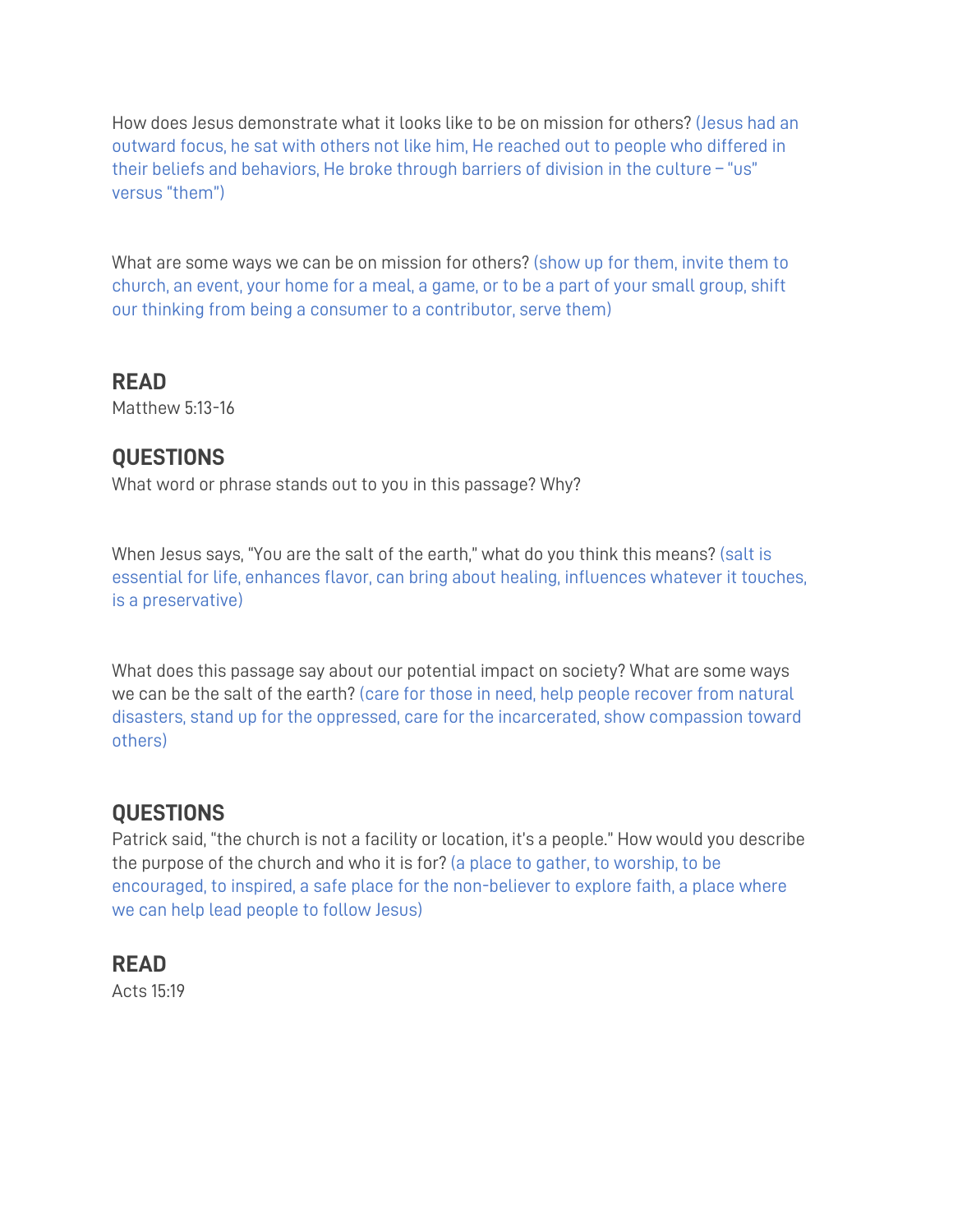How does Jesus demonstrate what it looks like to be on mission for others? (Jesus had an outward focus, he sat with others not like him, He reached out to people who differed in their beliefs and behaviors, He broke through barriers of division in the culture – "us" versus "them")

What are some ways we can be on mission for others? (show up for them, invite them to church, an event, your home for a meal, a game, or to be a part of your small group, shift our thinking from being a consumer to a contributor, serve them)

## READ

Matthew 5:13-16

## QUESTIONS

What word or phrase stands out to you in this passage? Why?

When Jesus says, "You are the salt of the earth," what do you think this means? (salt is essential for life, enhances flavor, can bring about healing, influences whatever it touches, is a preservative)

What does this passage say about our potential impact on society? What are some ways we can be the salt of the earth? (care for those in need, help people recover from natural disasters, stand up for the oppressed, care for the incarcerated, show compassion toward others)

## QUESTIONS

Patrick said, "the church is not a facility or location, it's a people." How would you describe the purpose of the church and who it is for? (a place to gather, to worship, to be encouraged, to inspired, a safe place for the non-believer to explore faith, a place where we can help lead people to follow Jesus)

## READ

Acts 15:19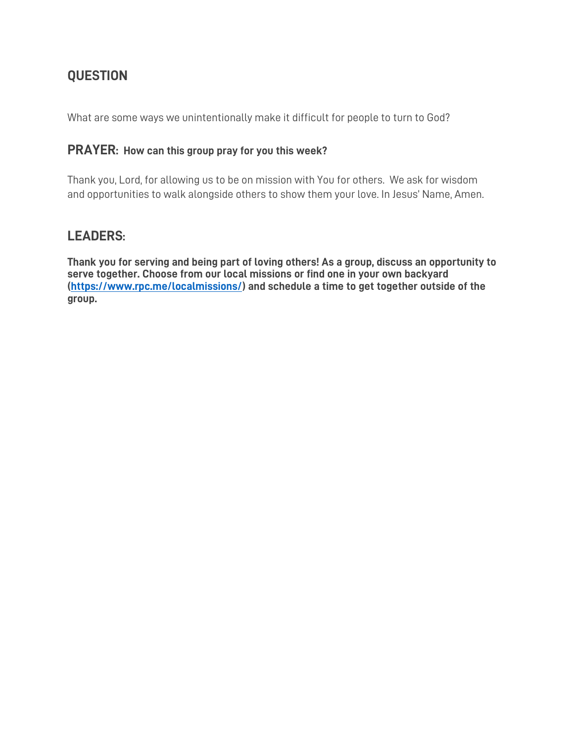## QUESTION

What are some ways we unintentionally make it difficult for people to turn to God?

## PRAYER: How can this group pray for you this week?

Thank you, Lord, for allowing us to be on mission with You for others. We ask for wisdom and opportunities to walk alongside others to show them your love. In Jesus' Name, Amen.

## LEADERS:

**Thank you for serving and being part of loving others! As a group, discuss an opportunity to serve together. Choose from our local missions or find one in your own backyard ([https://www.rpc.me/localmissions/](https://www.rpc.me/localmissions/)) and schedule a time to get together outside of the group.**